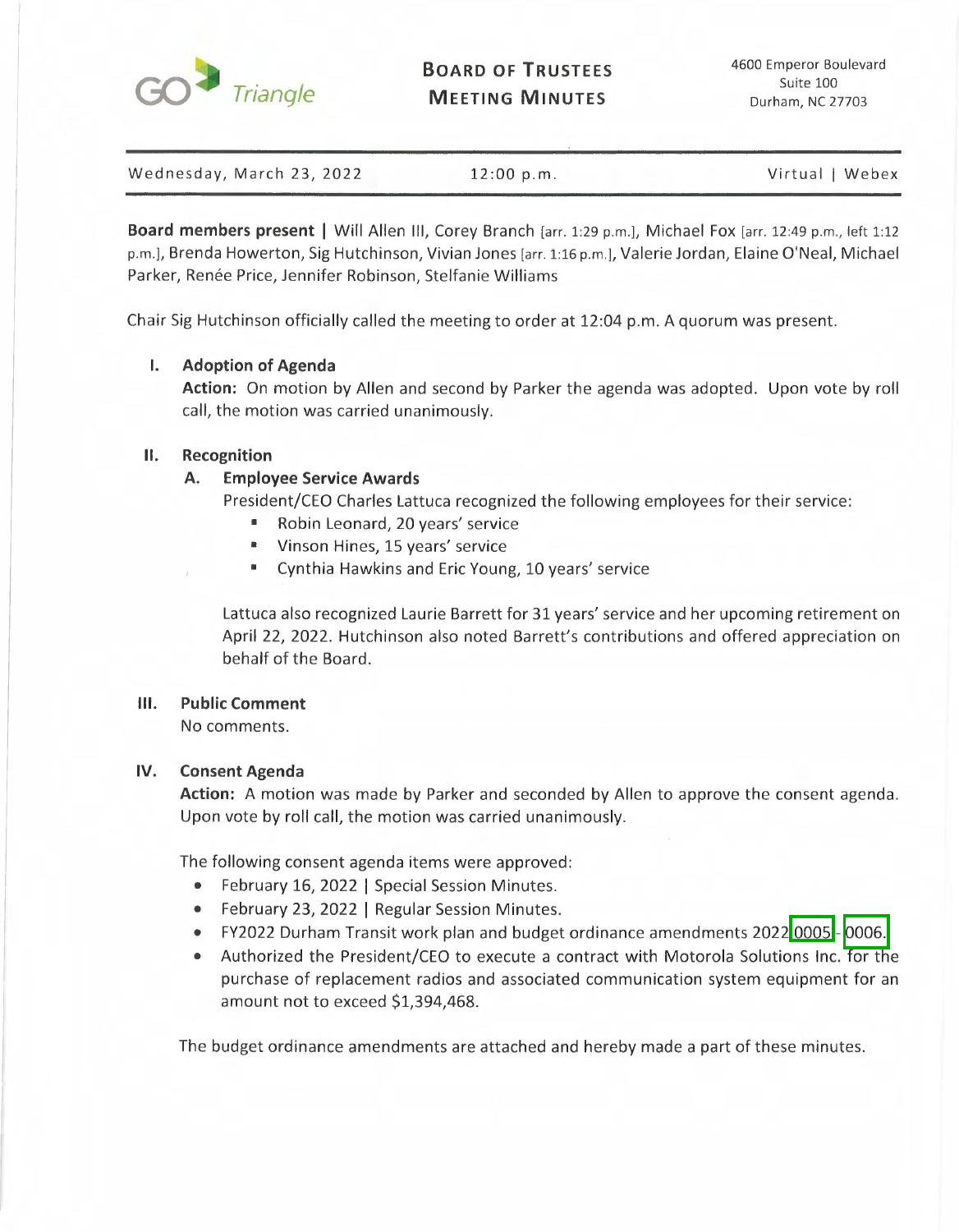# GO Triangle

## Board of Trustees Meeting Minutes

4600 Emperor Boulevard
Suite 100
Durham, NC 27703

Wednesday, March 23, 2022 | 12:00 p.m. | Virtual | Webex

**Board members present |** Will Allen III, Corey Branch [arr. 1:29 p.m.], Michael Fox [arr. 12:49 p.m., left 1:12 p.m.], Brenda Howerton, Sig Hutchinson, Vivian Jones [arr. 1:16 p.m.], Valerie Jordan, Elaine O'Neal, Michael Parker, Renée Price, Jennifer Robinson, Stelfanie Williams

Chair Sig Hutchinson officially called the meeting to order at 12:04 p.m. A quorum was present.

### I. Adoption of Agenda

**Action:** On motion by Allen and second by Parker the agenda was adopted. Upon vote by roll call, the motion was carried unanimously.

### II. Recognition

#### A. Employee Service Awards

President/CEO Charles Lattuca recognized the following employees for their service:

- Robin Leonard, 20 years' service
- Vinson Hines, 15 years' service
- Cynthia Hawkins and Eric Young, 10 years' service

Lattuca also recognized Laurie Barrett for 31 years' service and her upcoming retirement on April 22, 2022. Hutchinson also noted Barrett's contributions and offered appreciation on behalf of the Board.

### III. Public Comment

No comments.

### IV. Consent Agenda

**Action:** A motion was made by Parker and seconded by Allen to approve the consent agenda. Upon vote by roll call, the motion was carried unanimously.

The following consent agenda items were approved:

- February 16, 2022 | Special Session Minutes.
- February 23, 2022 | Regular Session Minutes.
- FY2022 Durham Transit work plan and budget ordinance amendments 2022 0005 - 0006.
- Authorized the President/CEO to execute a contract with Motorola Solutions Inc. for the purchase of replacement radios and associated communication system equipment for an amount not to exceed $1,394,468.

The budget ordinance amendments are attached and hereby made a part of these minutes.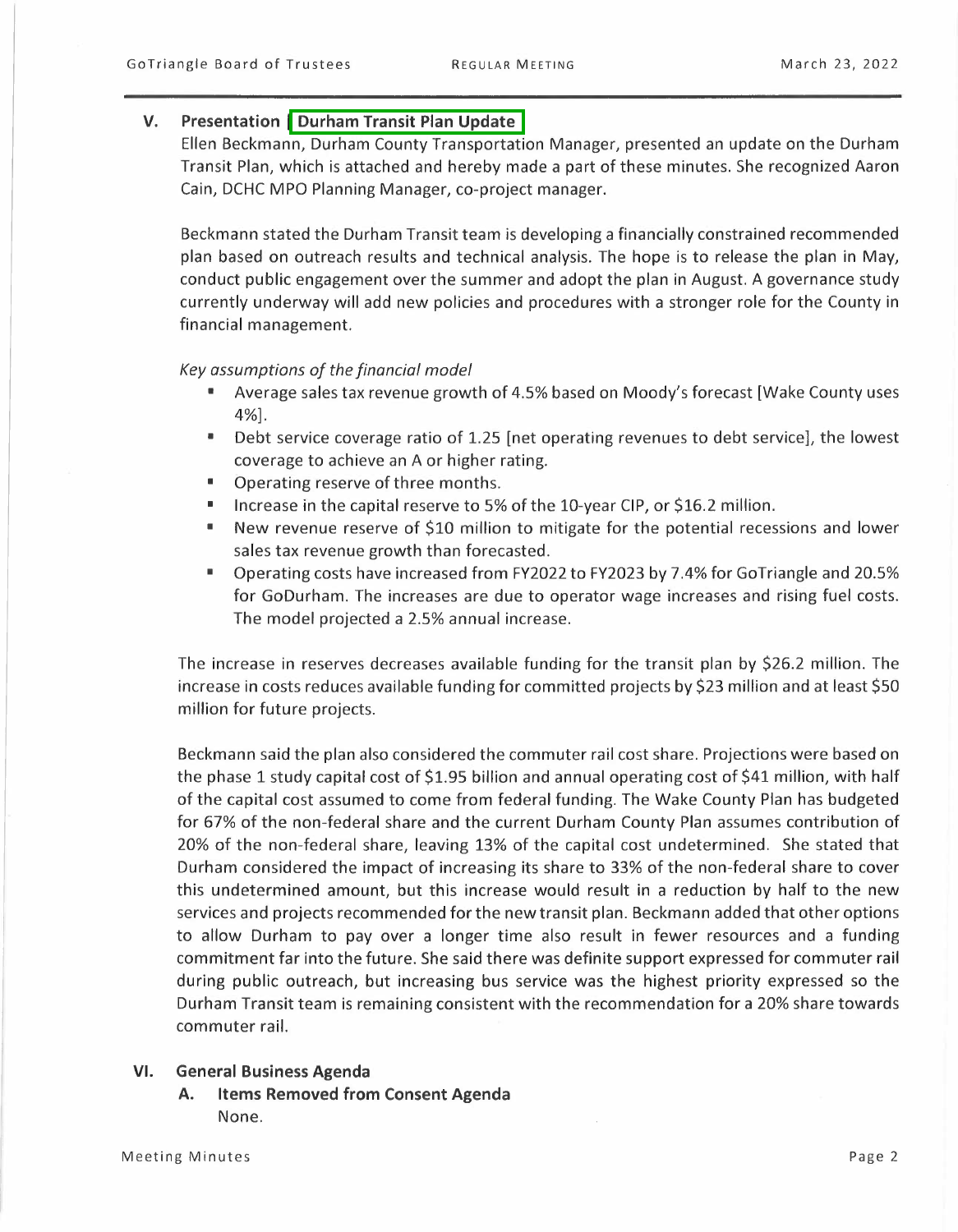## V. Presentation | Durham Transit Plan Update

Ellen Beckmann, Durham County Transportation Manager, presented an update on the Durham Transit Plan, which is attached and hereby made a part of these minutes. She recognized Aaron Cain, DCHC MPO Planning Manager, co-project manager.

Beckmann stated the Durham Transit team is developing a financially constrained recommended plan based on outreach results and technical analysis. The hope is to release the plan in May, conduct public engagement over the summer and adopt the plan in August. A governance study currently underway will add new policies and procedures with a stronger role for the County in financial management.

*Key assumptions of the financial model*

- Average sales tax revenue growth of 4.5% based on Moody's forecast [Wake County uses 4%].
- Debt service coverage ratio of 1.25 [net operating revenues to debt service], the lowest coverage to achieve an A or higher rating.
- Operating reserve of three months.
- Increase in the capital reserve to 5% of the 10-year CIP, or $16.2 million.
- New revenue reserve of $10 million to mitigate for the potential recessions and lower sales tax revenue growth than forecasted.
- Operating costs have increased from FY2022 to FY2023 by 7.4% for GoTriangle and 20.5% for GoDurham. The increases are due to operator wage increases and rising fuel costs. The model projected a 2.5% annual increase.

The increase in reserves decreases available funding for the transit plan by $26.2 million. The increase in costs reduces available funding for committed projects by $23 million and at least $50 million for future projects.

Beckmann said the plan also considered the commuter rail cost share. Projections were based on the phase 1 study capital cost of $1.95 billion and annual operating cost of $41 million, with half of the capital cost assumed to come from federal funding. The Wake County Plan has budgeted for 67% of the non-federal share and the current Durham County Plan assumes contribution of 20% of the non-federal share, leaving 13% of the capital cost undetermined. She stated that Durham considered the impact of increasing its share to 33% of the non-federal share to cover this undetermined amount, but this increase would result in a reduction by half to the new services and projects recommended for the new transit plan. Beckmann added that other options to allow Durham to pay over a longer time also result in fewer resources and a funding commitment far into the future. She said there was definite support expressed for commuter rail during public outreach, but increasing bus service was the highest priority expressed so the Durham Transit team is remaining consistent with the recommendation for a 20% share towards commuter rail.

## VI. General Business Agenda

### A. Items Removed from Consent Agenda

None.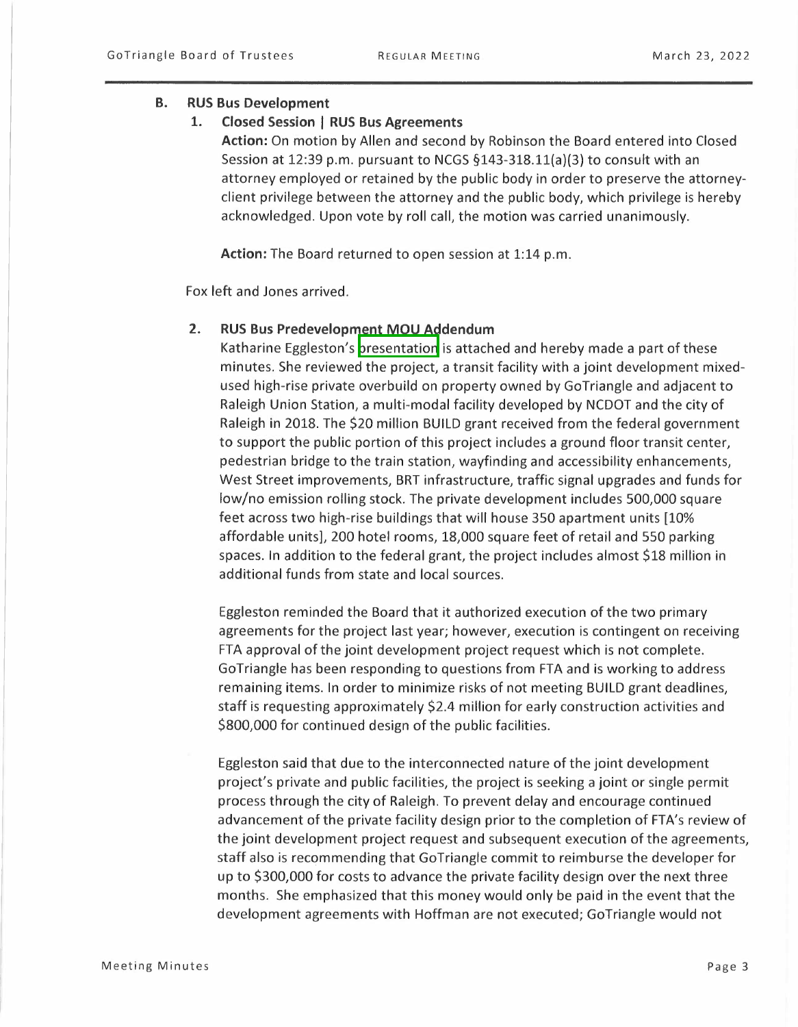## B. RUS Bus Development

### 1. Closed Session | RUS Bus Agreements

**Action:** On motion by Allen and second by Robinson the Board entered into Closed Session at 12:39 p.m. pursuant to NCGS §143-318.11(a)(3) to consult with an attorney employed or retained by the public body in order to preserve the attorney-client privilege between the attorney and the public body, which privilege is hereby acknowledged. Upon vote by roll call, the motion was carried unanimously.

**Action:** The Board returned to open session at 1:14 p.m.

Fox left and Jones arrived.

### 2. RUS Bus Predevelopment MOU Addendum

Katharine Eggleston's presentation is attached and hereby made a part of these minutes. She reviewed the project, a transit facility with a joint development mixed-used high-rise private overbuild on property owned by GoTriangle and adjacent to Raleigh Union Station, a multi-modal facility developed by NCDOT and the city of Raleigh in 2018. The $20 million BUILD grant received from the federal government to support the public portion of this project includes a ground floor transit center, pedestrian bridge to the train station, wayfinding and accessibility enhancements, West Street improvements, BRT infrastructure, traffic signal upgrades and funds for low/no emission rolling stock. The private development includes 500,000 square feet across two high-rise buildings that will house 350 apartment units [10% affordable units], 200 hotel rooms, 18,000 square feet of retail and 550 parking spaces. In addition to the federal grant, the project includes almost $18 million in additional funds from state and local sources.

Eggleston reminded the Board that it authorized execution of the two primary agreements for the project last year; however, execution is contingent on receiving FTA approval of the joint development project request which is not complete. GoTriangle has been responding to questions from FTA and is working to address remaining items. In order to minimize risks of not meeting BUILD grant deadlines, staff is requesting approximately $2.4 million for early construction activities and $800,000 for continued design of the public facilities.

Eggleston said that due to the interconnected nature of the joint development project's private and public facilities, the project is seeking a joint or single permit process through the city of Raleigh. To prevent delay and encourage continued advancement of the private facility design prior to the completion of FTA's review of the joint development project request and subsequent execution of the agreements, staff also is recommending that GoTriangle commit to reimburse the developer for up to $300,000 for costs to advance the private facility design over the next three months. She emphasized that this money would only be paid in the event that the development agreements with Hoffman are not executed; GoTriangle would not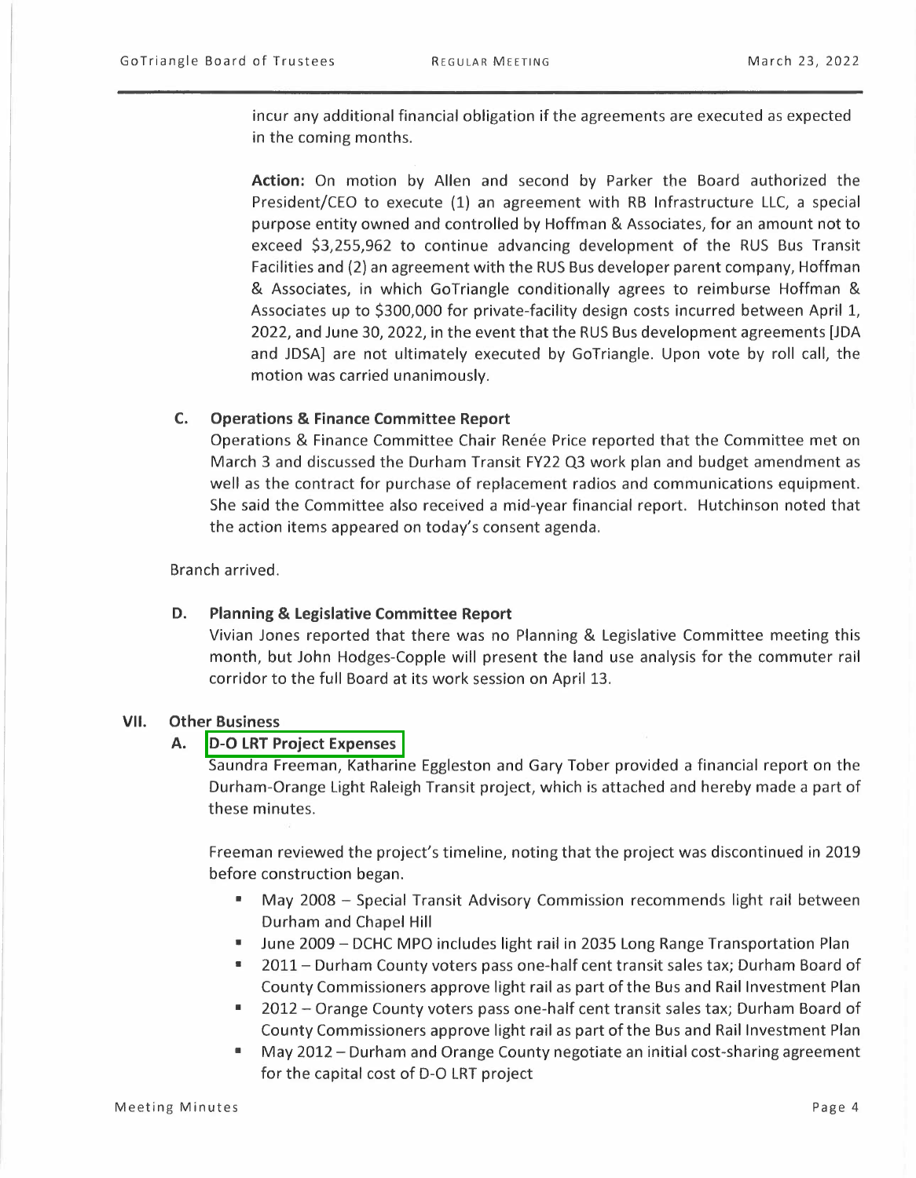incur any additional financial obligation if the agreements are executed as expected in the coming months.

**Action:** On motion by Allen and second by Parker the Board authorized the President/CEO to execute (1) an agreement with RB Infrastructure LLC, a special purpose entity owned and controlled by Hoffman & Associates, for an amount not to exceed $3,255,962 to continue advancing development of the RUS Bus Transit Facilities and (2) an agreement with the RUS Bus developer parent company, Hoffman & Associates, in which GoTriangle conditionally agrees to reimburse Hoffman & Associates up to $300,000 for private-facility design costs incurred between April 1, 2022, and June 30, 2022, in the event that the RUS Bus development agreements [JDA and JDSA] are not ultimately executed by GoTriangle. Upon vote by roll call, the motion was carried unanimously.

### C. Operations & Finance Committee Report

Operations & Finance Committee Chair Renée Price reported that the Committee met on March 3 and discussed the Durham Transit FY22 Q3 work plan and budget amendment as well as the contract for purchase of replacement radios and communications equipment. She said the Committee also received a mid-year financial report. Hutchinson noted that the action items appeared on today's consent agenda.

Branch arrived.

### D. Planning & Legislative Committee Report

Vivian Jones reported that there was no Planning & Legislative Committee meeting this month, but John Hodges-Copple will present the land use analysis for the commuter rail corridor to the full Board at its work session on April 13.

## VII. Other Business

### A. D-O LRT Project Expenses

Saundra Freeman, Katharine Eggleston and Gary Tober provided a financial report on the Durham-Orange Light Raleigh Transit project, which is attached and hereby made a part of these minutes.

Freeman reviewed the project's timeline, noting that the project was discontinued in 2019 before construction began.

- May 2008 – Special Transit Advisory Commission recommends light rail between Durham and Chapel Hill
- June 2009 – DCHC MPO includes light rail in 2035 Long Range Transportation Plan
- 2011 – Durham County voters pass one-half cent transit sales tax; Durham Board of County Commissioners approve light rail as part of the Bus and Rail Investment Plan
- 2012 – Orange County voters pass one-half cent transit sales tax; Durham Board of County Commissioners approve light rail as part of the Bus and Rail Investment Plan
- May 2012 – Durham and Orange County negotiate an initial cost-sharing agreement for the capital cost of D-O LRT project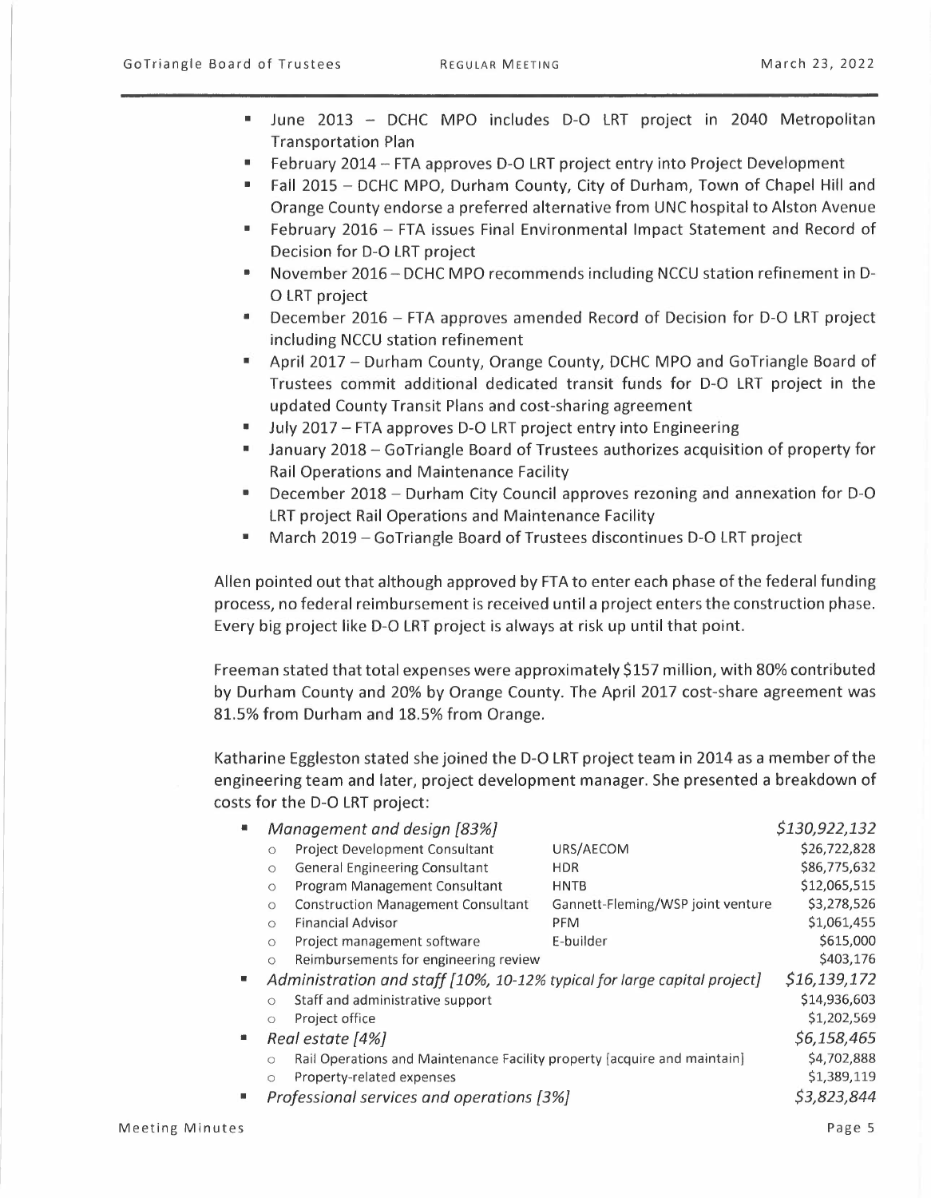- June 2013 – DCHC MPO includes D-O LRT project in 2040 Metropolitan Transportation Plan
- February 2014 – FTA approves D-O LRT project entry into Project Development
- Fall 2015 – DCHC MPO, Durham County, City of Durham, Town of Chapel Hill and Orange County endorse a preferred alternative from UNC hospital to Alston Avenue
- February 2016 – FTA issues Final Environmental Impact Statement and Record of Decision for D-O LRT project
- November 2016 – DCHC MPO recommends including NCCU station refinement in D-O LRT project
- December 2016 – FTA approves amended Record of Decision for D-O LRT project including NCCU station refinement
- April 2017 – Durham County, Orange County, DCHC MPO and GoTriangle Board of Trustees commit additional dedicated transit funds for D-O LRT project in the updated County Transit Plans and cost-sharing agreement
- July 2017 – FTA approves D-O LRT project entry into Engineering
- January 2018 – GoTriangle Board of Trustees authorizes acquisition of property for Rail Operations and Maintenance Facility
- December 2018 – Durham City Council approves rezoning and annexation for D-O LRT project Rail Operations and Maintenance Facility
- March 2019 – GoTriangle Board of Trustees discontinues D-O LRT project

Allen pointed out that although approved by FTA to enter each phase of the federal funding process, no federal reimbursement is received until a project enters the construction phase. Every big project like D-O LRT project is always at risk up until that point.

Freeman stated that total expenses were approximately $157 million, with 80% contributed by Durham County and 20% by Orange County. The April 2017 cost-share agreement was 81.5% from Durham and 18.5% from Orange.

Katharine Eggleston stated she joined the D-O LRT project team in 2014 as a member of the engineering team and later, project development manager. She presented a breakdown of costs for the D-O LRT project:

- *Management and design [83%]* — *$130,922,132*
  - Project Development Consultant — URS/AECOM — $26,722,828
  - General Engineering Consultant — HDR — $86,775,632
  - Program Management Consultant — HNTB — $12,065,515
  - Construction Management Consultant — Gannett-Fleming/WSP joint venture — $3,278,526
  - Financial Advisor — PFM — $1,061,455
  - Project management software — E-builder — $615,000
  - Reimbursements for engineering review — $403,176
- *Administration and staff [10%, 10-12% typical for large capital project]* — *$16,139,172*
  - Staff and administrative support — $14,936,603
  - Project office — $1,202,569
- *Real estate [4%]* — *$6,158,465*
  - Rail Operations and Maintenance Facility property [acquire and maintain] — $4,702,888
  - Property-related expenses — $1,389,119
- *Professional services and operations [3%]* — *$3,823,844*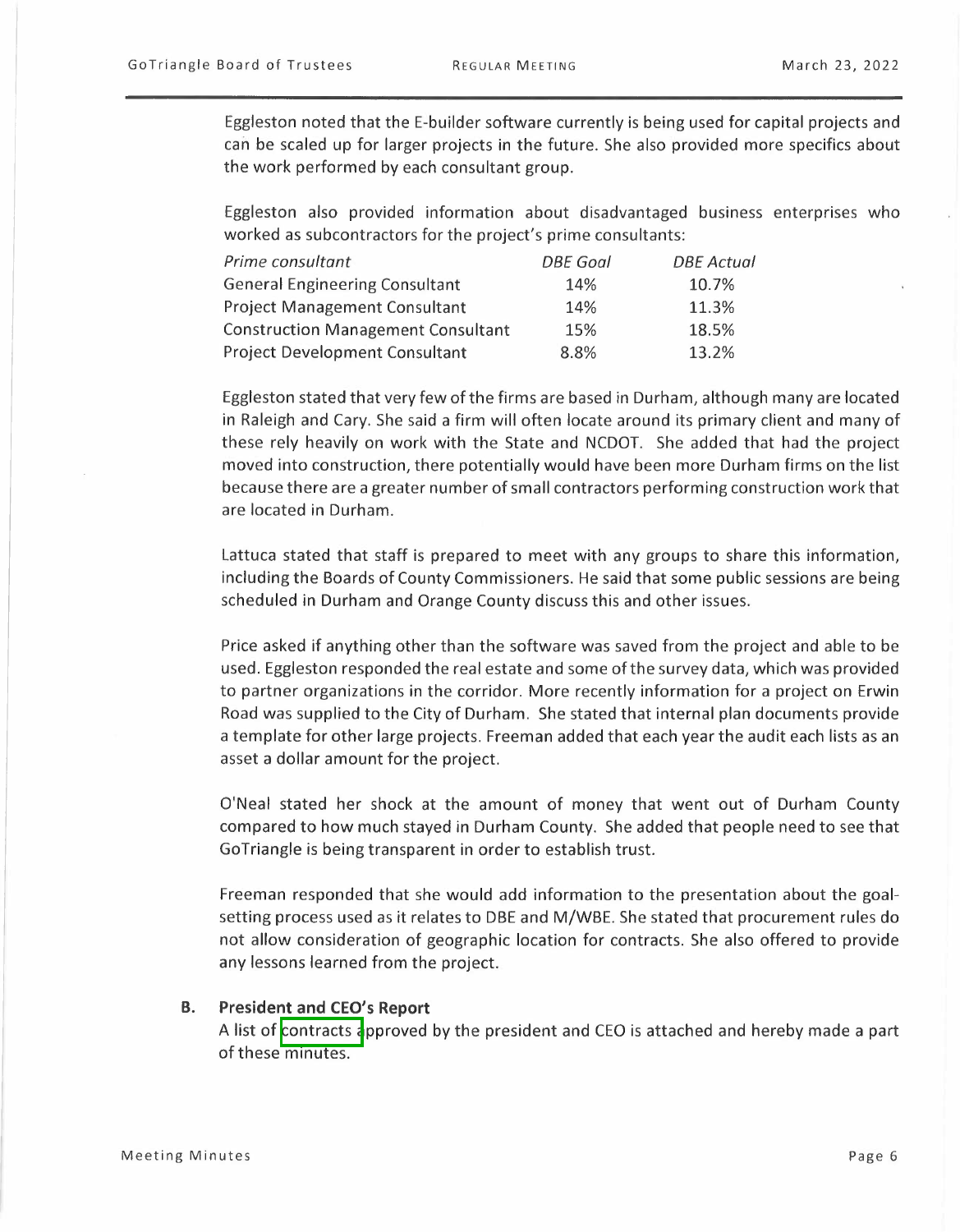Eggleston noted that the E-builder software currently is being used for capital projects and can be scaled up for larger projects in the future. She also provided more specifics about the work performed by each consultant group.

Eggleston also provided information about disadvantaged business enterprises who worked as subcontractors for the project's prime consultants:

| *Prime consultant* | *DBE Goal* | *DBE Actual* |
|---|---|---|
| General Engineering Consultant | 14% | 10.7% |
| Project Management Consultant | 14% | 11.3% |
| Construction Management Consultant | 15% | 18.5% |
| Project Development Consultant | 8.8% | 13.2% |

Eggleston stated that very few of the firms are based in Durham, although many are located in Raleigh and Cary. She said a firm will often locate around its primary client and many of these rely heavily on work with the State and NCDOT. She added that had the project moved into construction, there potentially would have been more Durham firms on the list because there are a greater number of small contractors performing construction work that are located in Durham.

Lattuca stated that staff is prepared to meet with any groups to share this information, including the Boards of County Commissioners. He said that some public sessions are being scheduled in Durham and Orange County discuss this and other issues.

Price asked if anything other than the software was saved from the project and able to be used. Eggleston responded the real estate and some of the survey data, which was provided to partner organizations in the corridor. More recently information for a project on Erwin Road was supplied to the City of Durham. She stated that internal plan documents provide a template for other large projects. Freeman added that each year the audit each lists as an asset a dollar amount for the project.

O'Neal stated her shock at the amount of money that went out of Durham County compared to how much stayed in Durham County. She added that people need to see that GoTriangle is being transparent in order to establish trust.

Freeman responded that she would add information to the presentation about the goal-setting process used as it relates to DBE and M/WBE. She stated that procurement rules do not allow consideration of geographic location for contracts. She also offered to provide any lessons learned from the project.

### B. President and CEO's Report

A list of contracts approved by the president and CEO is attached and hereby made a part of these minutes.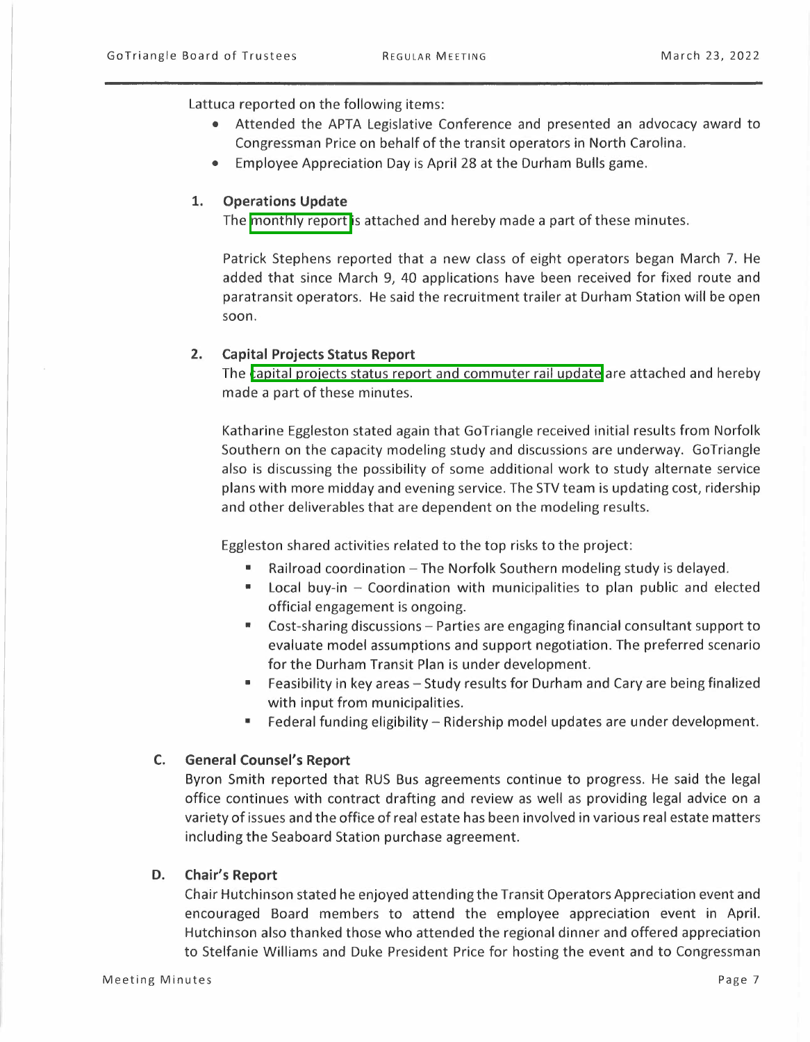Lattuca reported on the following items:

- Attended the APTA Legislative Conference and presented an advocacy award to Congressman Price on behalf of the transit operators in North Carolina.
- Employee Appreciation Day is April 28 at the Durham Bulls game.

**1. Operations Update**

The monthly report is attached and hereby made a part of these minutes.

Patrick Stephens reported that a new class of eight operators began March 7. He added that since March 9, 40 applications have been received for fixed route and paratransit operators. He said the recruitment trailer at Durham Station will be open soon.

**2. Capital Projects Status Report**

The capital projects status report and commuter rail update are attached and hereby made a part of these minutes.

Katharine Eggleston stated again that GoTriangle received initial results from Norfolk Southern on the capacity modeling study and discussions are underway. GoTriangle also is discussing the possibility of some additional work to study alternate service plans with more midday and evening service. The STV team is updating cost, ridership and other deliverables that are dependent on the modeling results.

Eggleston shared activities related to the top risks to the project:

- Railroad coordination – The Norfolk Southern modeling study is delayed.
- Local buy-in – Coordination with municipalities to plan public and elected official engagement is ongoing.
- Cost-sharing discussions – Parties are engaging financial consultant support to evaluate model assumptions and support negotiation. The preferred scenario for the Durham Transit Plan is under development.
- Feasibility in key areas – Study results for Durham and Cary are being finalized with input from municipalities.
- Federal funding eligibility – Ridership model updates are under development.

**C. General Counsel's Report**

Byron Smith reported that RUS Bus agreements continue to progress. He said the legal office continues with contract drafting and review as well as providing legal advice on a variety of issues and the office of real estate has been involved in various real estate matters including the Seaboard Station purchase agreement.

**D. Chair's Report**

Chair Hutchinson stated he enjoyed attending the Transit Operators Appreciation event and encouraged Board members to attend the employee appreciation event in April. Hutchinson also thanked those who attended the regional dinner and offered appreciation to Stelfanie Williams and Duke President Price for hosting the event and to Congressman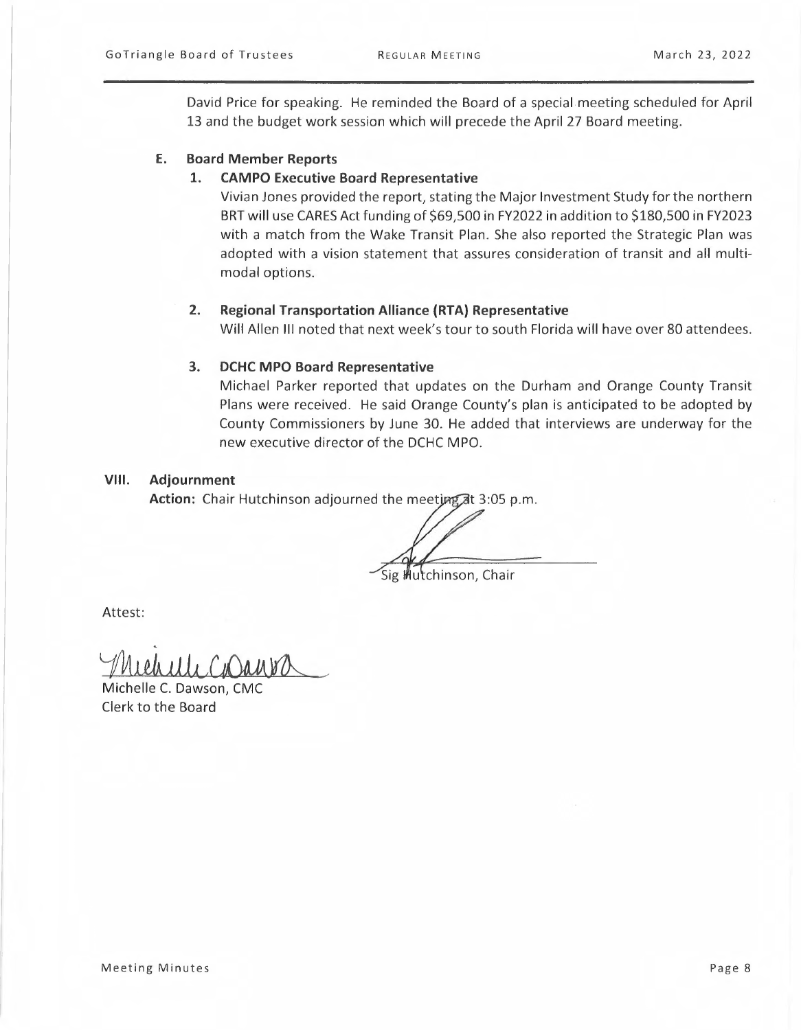David Price for speaking. He reminded the Board of a special meeting scheduled for April 13 and the budget work session which will precede the April 27 Board meeting.

**E. Board Member Reports**

**1. CAMPO Executive Board Representative**

Vivian Jones provided the report, stating the Major Investment Study for the northern BRT will use CARES Act funding of $69,500 in FY2022 in addition to $180,500 in FY2023 with a match from the Wake Transit Plan. She also reported the Strategic Plan was adopted with a vision statement that assures consideration of transit and all multi-modal options.

**2. Regional Transportation Alliance (RTA) Representative**

Will Allen III noted that next week's tour to south Florida will have over 80 attendees.

**3. DCHC MPO Board Representative**

Michael Parker reported that updates on the Durham and Orange County Transit Plans were received. He said Orange County's plan is anticipated to be adopted by County Commissioners by June 30. He added that interviews are underway for the new executive director of the DCHC MPO.

## VIII. Adjournment

**Action:** Chair Hutchinson adjourned the meeting at 3:05 p.m.

Sig Hutchinson, Chair

Attest:

Michelle C. Dawson, CMC
Clerk to the Board